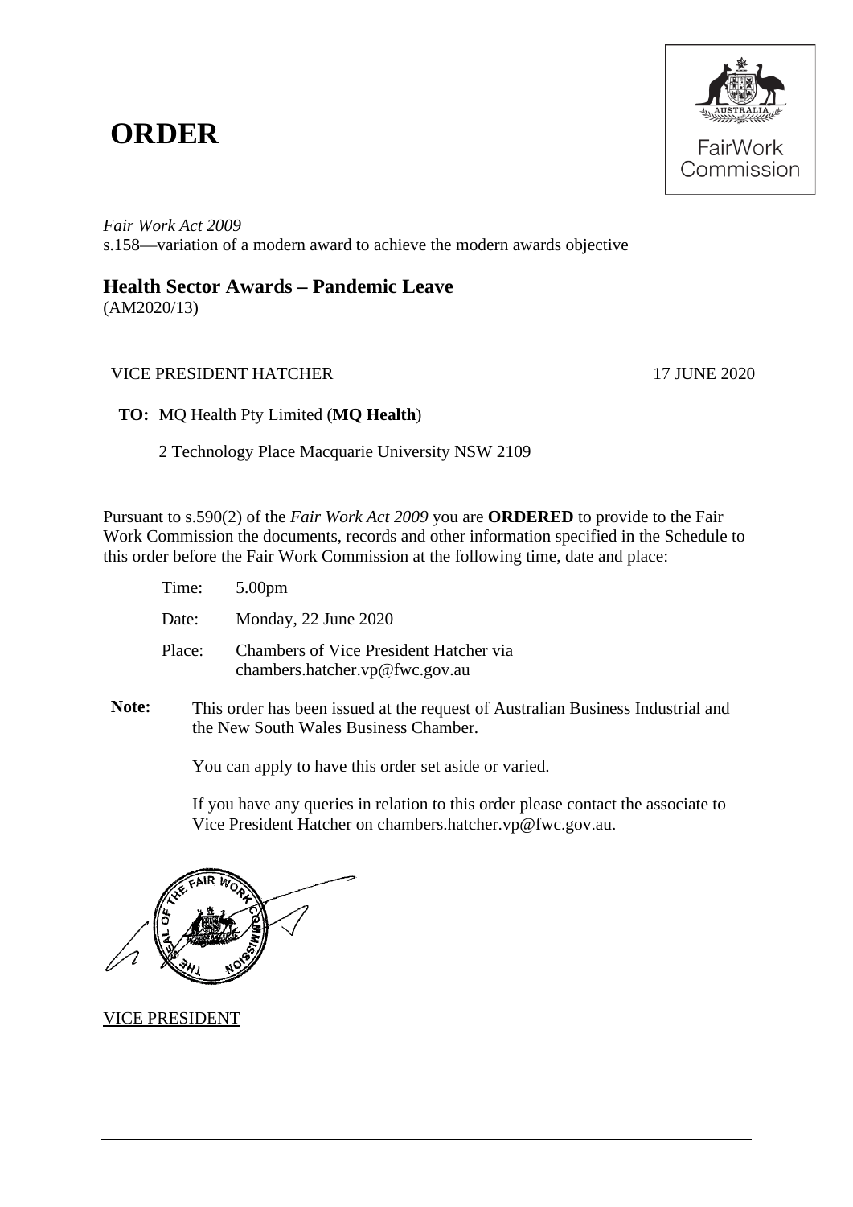# ORDER

*Fair Work Act 2009*
s.158—variation of a modern award to achieve the modern awards objective

## Health Sector Awards – Pandemic Leave

(AM2020/13)

VICE PRESIDENT HATCHER — 17 JUNE 2020

**TO:** MQ Health Pty Limited (**MQ Health**)

2 Technology Place Macquarie University NSW 2109

Pursuant to s.590(2) of the *Fair Work Act 2009* you are **ORDERED** to provide to the Fair Work Commission the documents, records and other information specified in the Schedule to this order before the Fair Work Commission at the following time, date and place:

Time: 5.00pm

Date: Monday, 22 June 2020

Place: Chambers of Vice President Hatcher via chambers.hatcher.vp@fwc.gov.au

**Note:** This order has been issued at the request of Australian Business Industrial and the New South Wales Business Chamber.

You can apply to have this order set aside or varied.

If you have any queries in relation to this order please contact the associate to Vice President Hatcher on chambers.hatcher.vp@fwc.gov.au.

VICE PRESIDENT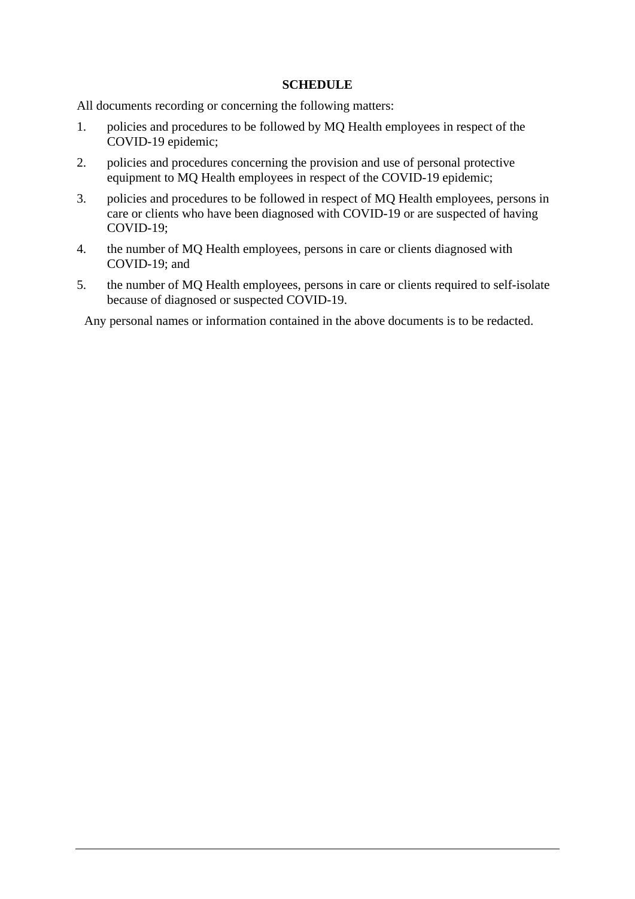**SCHEDULE**

All documents recording or concerning the following matters:

1. policies and procedures to be followed by MQ Health employees in respect of the COVID-19 epidemic;
2. policies and procedures concerning the provision and use of personal protective equipment to MQ Health employees in respect of the COVID-19 epidemic;
3. policies and procedures to be followed in respect of MQ Health employees, persons in care or clients who have been diagnosed with COVID-19 or are suspected of having COVID-19;
4. the number of MQ Health employees, persons in care or clients diagnosed with COVID-19; and
5. the number of MQ Health employees, persons in care or clients required to self-isolate because of diagnosed or suspected COVID-19.

Any personal names or information contained in the above documents is to be redacted.